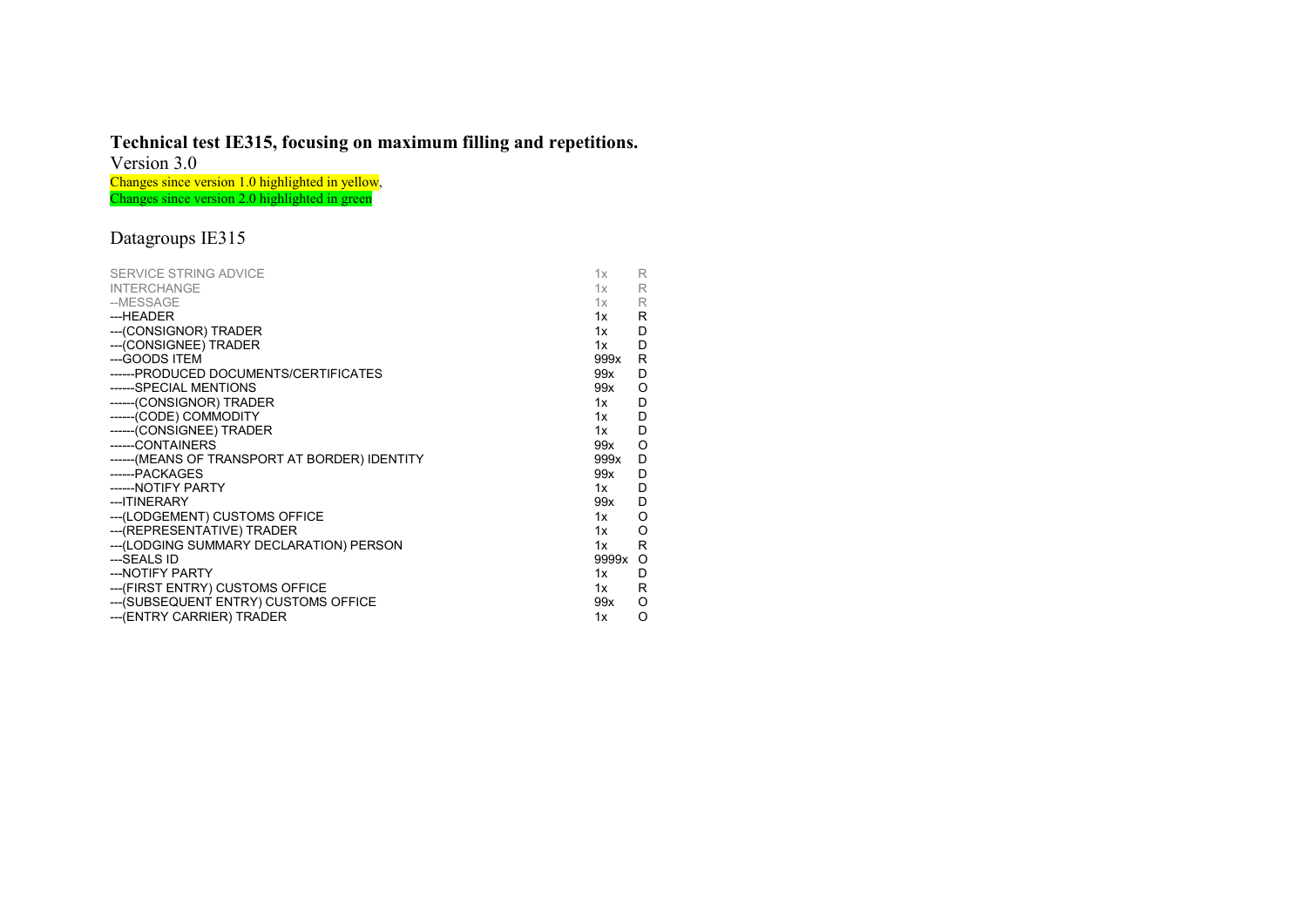**Technical test IE315, focusing on maximum filling and repetitions.**

Version 3.0

Changes since version 1.0 highlighted in yellow,

Changes since version 2.0 highlighted in green

## Datagroups IE315

| | | |
|---|---|---|
| SERVICE STRING ADVICE | 1x | R |
| INTERCHANGE | 1x | R |
| --MESSAGE | 1x | R |
| ---HEADER | 1x | R |
| ---(CONSIGNOR) TRADER | 1x | D |
| ---(CONSIGNEE) TRADER | 1x | D |
| ---GOODS ITEM | 999x | R |
| ------PRODUCED DOCUMENTS/CERTIFICATES | 99x | D |
| ------SPECIAL MENTIONS | 99x | O |
| ------(CONSIGNOR) TRADER | 1x | D |
| ------(CODE) COMMODITY | 1x | D |
| ------(CONSIGNEE) TRADER | 1x | D |
| ------CONTAINERS | 99x | O |
| ------(MEANS OF TRANSPORT AT BORDER) IDENTITY | 999x | D |
| ------PACKAGES | 99x | D |
| ------NOTIFY PARTY | 1x | D |
| ---ITINERARY | 99x | D |
| ---(LODGEMENT) CUSTOMS OFFICE | 1x | O |
| ---(REPRESENTATIVE) TRADER | 1x | O |
| ---(LODGING SUMMARY DECLARATION) PERSON | 1x | R |
| ---SEALS ID | 9999x | O |
| ---NOTIFY PARTY | 1x | D |
| ---(FIRST ENTRY) CUSTOMS OFFICE | 1x | R |
| ---(SUBSEQUENT ENTRY) CUSTOMS OFFICE | 99x | O |
| ---(ENTRY CARRIER) TRADER | 1x | O |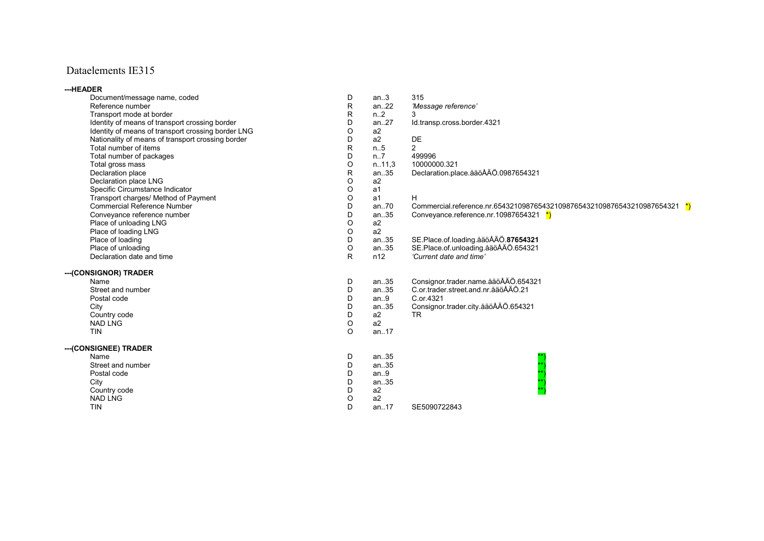# Dataelements IE315

**---HEADER**

| Field | Status | Format | Value |
|---|---|---|---|
| Document/message name, coded | D | an..3 | 315 |
| Reference number | R | an..22 | *'Message reference'* |
| Transport mode at border | R | n..2 | 3 |
| Identity of means of transport crossing border | D | an..27 | Id.transp.cross.border.4321 |
| Identity of means of transport crossing border LNG | O | a2 | |
| Nationality of means of transport crossing border | D | a2 | DE |
| Total number of items | R | n..5 | 2 |
| Total number of packages | D | n..7 | 499996 |
| Total gross mass | O | n..11,3 | 10000000.321 |
| Declaration place | R | an..35 | Declaration.place.åäöÅÄÖ.0987654321 |
| Declaration place LNG | O | a2 | |
| Specific Circumstance Indicator | O | a1 | |
| Transport charges/ Method of Payment | O | a1 | H |
| Commercial Reference Number | D | an..70 | Commercial.reference.nr.6543210987654321098765432109876543210987654321 *) |
| Conveyance reference number | D | an..35 | Conveyance.reference.nr.10987654321 *) |
| Place of unloading LNG | O | a2 | |
| Place of loading LNG | O | a2 | |
| Place of loading | D | an..35 | SE.Place.of.loading.åäöÅÄÖ.**87654321** |
| Place of unloading | O | an..35 | SE.Place.of.unloading.åäöÅÄÖ.654321 |
| Declaration date and time | R | n12 | *'Current date and time'* |

**---(CONSIGNOR) TRADER**

| Field | Status | Format | Value |
|---|---|---|---|
| Name | D | an..35 | Consignor.trader.name.åäöÅÄÖ.654321 |
| Street and number | D | an..35 | C.or.trader.street.and.nr.åäöÅÄÖ.21 |
| Postal code | D | an..9 | C.or.4321 |
| City | D | an..35 | Consignor.trader.city.åäöÅÄÖ.654321 |
| Country code | D | a2 | TR |
| NAD LNG | O | a2 | |
| TIN | O | an..17 | |

**---(CONSIGNEE) TRADER**

| Field | Status | Format | Value |
|---|---|---|---|
| Name | D | an..35 | **) |
| Street and number | D | an..35 | **) |
| Postal code | D | an..9 | **) |
| City | D | an..35 | **) |
| Country code | D | a2 | **) |
| NAD LNG | O | a2 | |
| TIN | D | an..17 | SE5090722843 |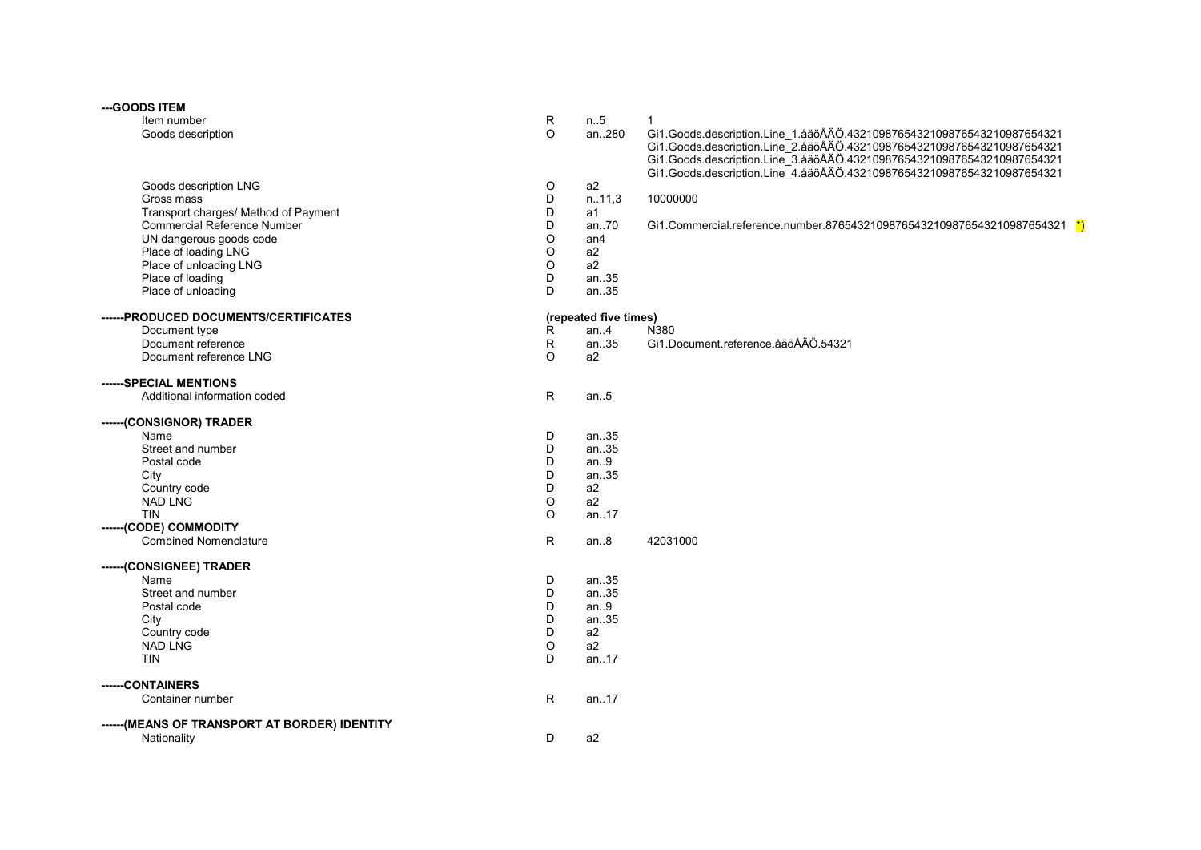| Field | Status | Format | Value |
|---|---|---|---|
| **---GOODS ITEM** | | | |
| Item number | R | n..5 | 1 |
| Goods description | O | an..280 | Gi1.Goods.description.Line_1.åäöÅÄÖ.43210987654321098765432109876543​21 Gi1.Goods.description.Line_2.åäöÅÄÖ.43210987654321098765432109876543​21 Gi1.Goods.description.Line_3.åäöÅÄÖ.43210987654321098765432109876543​21 Gi1.Goods.description.Line_4.åäöÅÄÖ.43210987654321098765432109876543​21 |
| Goods description LNG | O | a2 | |
| Gross mass | D | n..11,3 | 10000000 |
| Transport charges/ Method of Payment | D | a1 | |
| Commercial Reference Number | D | an..70 | Gi1.Commercial.reference.number.876543210987654321098765432109876543​21 *) |
| UN dangerous goods code | O | an4 | |
| Place of loading LNG | O | a2 | |
| Place of unloading LNG | O | a2 | |
| Place of loading | D | an..35 | |
| Place of unloading | D | an..35 | |
| **------PRODUCED DOCUMENTS/CERTIFICATES** | **(repeated five times)** | | |
| Document type | R | an..4 | N380 |
| Document reference | R | an..35 | Gi1.Document.reference.åäöÅÄÖ.54321 |
| Document reference LNG | O | a2 | |
| **------SPECIAL MENTIONS** | | | |
| Additional information coded | R | an..5 | |
| **------(CONSIGNOR) TRADER** | | | |
| Name | D | an..35 | |
| Street and number | D | an..35 | |
| Postal code | D | an..9 | |
| City | D | an..35 | |
| Country code | D | a2 | |
| NAD LNG | O | a2 | |
| TIN | O | an..17 | |
| **------(CODE) COMMODITY** | | | |
| Combined Nomenclature | R | an..8 | 42031000 |
| **------(CONSIGNEE) TRADER** | | | |
| Name | D | an..35 | |
| Street and number | D | an..35 | |
| Postal code | D | an..9 | |
| City | D | an..35 | |
| Country code | D | a2 | |
| NAD LNG | O | a2 | |
| TIN | D | an..17 | |
| **------CONTAINERS** | | | |
| Container number | R | an..17 | |
| **------(MEANS OF TRANSPORT AT BORDER) IDENTITY** | | | |
| Nationality | D | a2 | |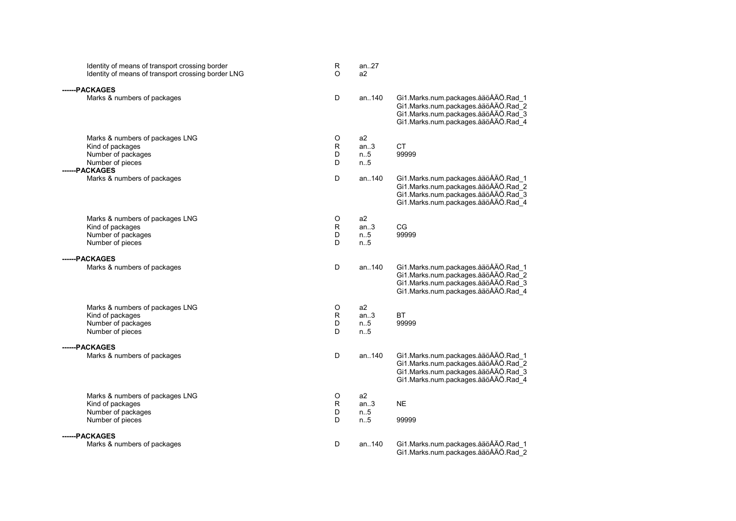| | | | |
|---|---|---|---|
| Identity of means of transport crossing border | R | an..27 | |
| Identity of means of transport crossing border LNG | O | a2 | |

**------PACKAGES**

| | | | |
|---|---|---|---|
| Marks & numbers of packages | D | an..140 | Gi1.Marks.num.packages.åäöÅÄÖ.Rad_1<br>Gi1.Marks.num.packages.åäöÅÄÖ.Rad_2<br>Gi1.Marks.num.packages.åäöÅÄÖ.Rad_3<br>Gi1.Marks.num.packages.åäöÅÄÖ.Rad_4 |
| Marks & numbers of packages LNG | O | a2 | |
| Kind of packages | R | an..3 | CT |
| Number of packages | D | n..5 | 99999 |
| Number of pieces | D | n..5 | |

**------PACKAGES**

| | | | |
|---|---|---|---|
| Marks & numbers of packages | D | an..140 | Gi1.Marks.num.packages.åäöÅÄÖ.Rad_1<br>Gi1.Marks.num.packages.åäöÅÄÖ.Rad_2<br>Gi1.Marks.num.packages.åäöÅÄÖ.Rad_3<br>Gi1.Marks.num.packages.åäöÅÄÖ.Rad_4 |
| Marks & numbers of packages LNG | O | a2 | |
| Kind of packages | R | an..3 | CG |
| Number of packages | D | n..5 | 99999 |
| Number of pieces | D | n..5 | |

**------PACKAGES**

| | | | |
|---|---|---|---|
| Marks & numbers of packages | D | an..140 | Gi1.Marks.num.packages.åäöÅÄÖ.Rad_1<br>Gi1.Marks.num.packages.åäöÅÄÖ.Rad_2<br>Gi1.Marks.num.packages.åäöÅÄÖ.Rad_3<br>Gi1.Marks.num.packages.åäöÅÄÖ.Rad_4 |
| Marks & numbers of packages LNG | O | a2 | |
| Kind of packages | R | an..3 | BT |
| Number of packages | D | n..5 | 99999 |
| Number of pieces | D | n..5 | |

**------PACKAGES**

| | | | |
|---|---|---|---|
| Marks & numbers of packages | D | an..140 | Gi1.Marks.num.packages.åäöÅÄÖ.Rad_1<br>Gi1.Marks.num.packages.åäöÅÄÖ.Rad_2<br>Gi1.Marks.num.packages.åäöÅÄÖ.Rad_3<br>Gi1.Marks.num.packages.åäöÅÄÖ.Rad_4 |
| Marks & numbers of packages LNG | O | a2 | |
| Kind of packages | R | an..3 | NE |
| Number of packages | D | n..5 | |
| Number of pieces | D | n..5 | 99999 |

**------PACKAGES**

| | | | |
|---|---|---|---|
| Marks & numbers of packages | D | an..140 | Gi1.Marks.num.packages.åäöÅÄÖ.Rad_1<br>Gi1.Marks.num.packages.åäöÅÄÖ.Rad_2 |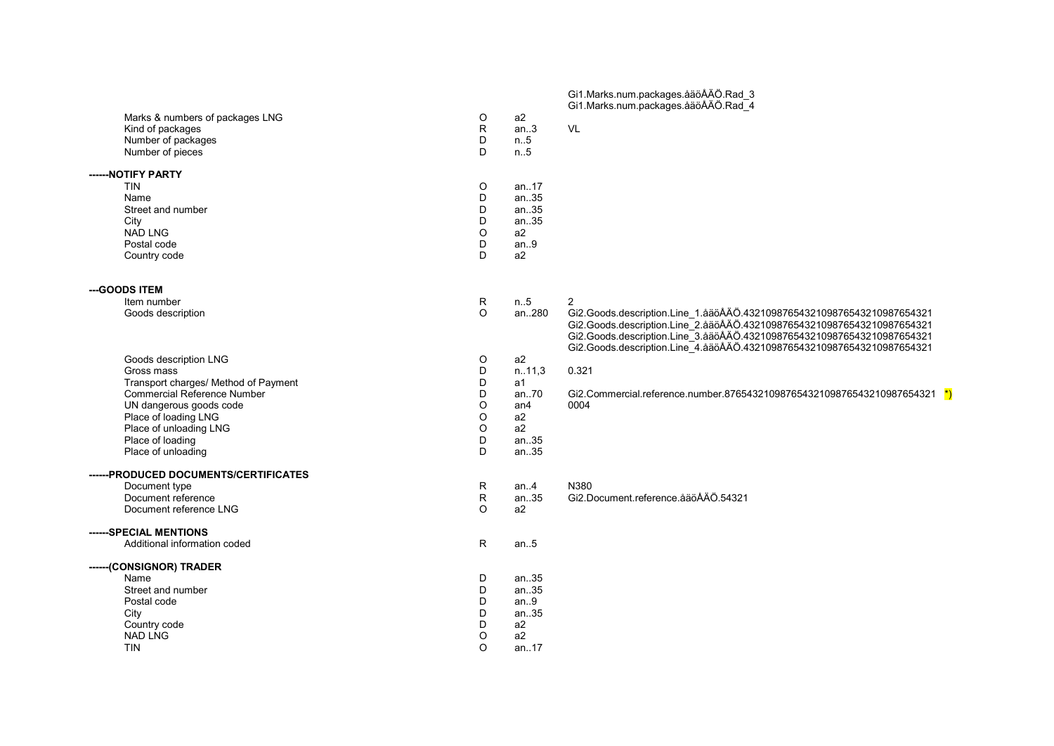| | | | |
|---|---|---|---|
| | | | Gi1.Marks.num.packages.åäöÅÄÖ.Rad_3<br>Gi1.Marks.num.packages.åäöÅÄÖ.Rad_4 |
| Marks & numbers of packages LNG | O | a2 | |
| Kind of packages | R | an..3 | VL |
| Number of packages | D | n..5 | |
| Number of pieces | D | n..5 | |
| **------NOTIFY PARTY** | | | |
| TIN | O | an..17 | |
| Name | D | an..35 | |
| Street and number | D | an..35 | |
| City | D | an..35 | |
| NAD LNG | O | a2 | |
| Postal code | D | an..9 | |
| Country code | D | a2 | |
| **---GOODS ITEM** | | | |
| Item number | R | n..5 | 2 |
| Goods description | O | an..280 | Gi2.Goods.description.Line_1.åäöÅÄÖ.4321098765432109876543210987654321<br>Gi2.Goods.description.Line_2.åäöÅÄÖ.4321098765432109876543210987654321<br>Gi2.Goods.description.Line_3.åäöÅÄÖ.4321098765432109876543210987654321<br>Gi2.Goods.description.Line_4.åäöÅÄÖ.4321098765432109876543210987654321 |
| Goods description LNG | O | a2 | |
| Gross mass | D | n..11,3 | 0.321 |
| Transport charges/ Method of Payment | D | a1 | |
| Commercial Reference Number | D | an..70 | Gi2.Commercial.reference.number.876543210987654321098765432109876543210987654321 *) |
| UN dangerous goods code | O | an4 | 0004 |
| Place of loading LNG | O | a2 | |
| Place of unloading LNG | O | a2 | |
| Place of loading | D | an..35 | |
| Place of unloading | D | an..35 | |
| **------PRODUCED DOCUMENTS/CERTIFICATES** | | | |
| Document type | R | an..4 | N380 |
| Document reference | R | an..35 | Gi2.Document.reference.åäöÅÄÖ.54321 |
| Document reference LNG | O | a2 | |
| **------SPECIAL MENTIONS** | | | |
| Additional information coded | R | an..5 | |
| **------(CONSIGNOR) TRADER** | | | |
| Name | D | an..35 | |
| Street and number | D | an..35 | |
| Postal code | D | an..9 | |
| City | D | an..35 | |
| Country code | D | a2 | |
| NAD LNG | O | a2 | |
| TIN | O | an..17 | |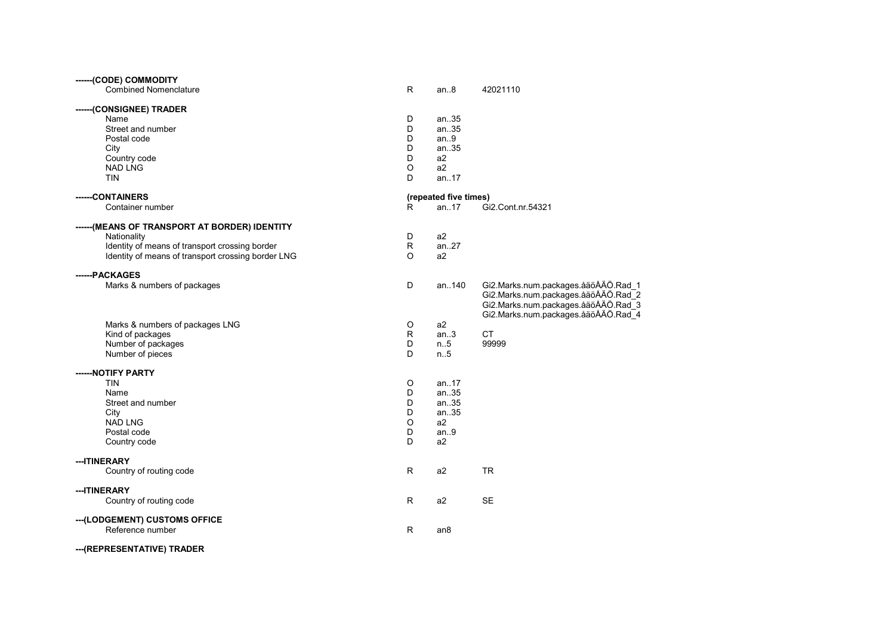**------(CODE) COMMODITY**

| | | | |
|---|---|---|---|
| Combined Nomenclature | R | an..8 | 42021110 |

**------(CONSIGNEE) TRADER**

| | | | |
|---|---|---|---|
| Name | D | an..35 | |
| Street and number | D | an..35 | |
| Postal code | D | an..9 | |
| City | D | an..35 | |
| Country code | D | a2 | |
| NAD LNG | O | a2 | |
| TIN | D | an..17 | |

**------CONTAINERS** **(repeated five times)**

| | | | |
|---|---|---|---|
| Container number | R | an..17 | Gi2.Cont.nr.54321 |

**------(MEANS OF TRANSPORT AT BORDER) IDENTITY**

| | | | |
|---|---|---|---|
| Nationality | D | a2 | |
| Identity of means of transport crossing border | R | an..27 | |
| Identity of means of transport crossing border LNG | O | a2 | |

**------PACKAGES**

| | | | |
|---|---|---|---|
| Marks & numbers of packages | D | an..140 | Gi2.Marks.num.packages.åäöÅÄÖ.Rad_1 Gi2.Marks.num.packages.åäöÅÄÖ.Rad_2 Gi2.Marks.num.packages.åäöÅÄÖ.Rad_3 Gi2.Marks.num.packages.åäöÅÄÖ.Rad_4 |
| Marks & numbers of packages LNG | O | a2 | |
| Kind of packages | R | an..3 | CT |
| Number of packages | D | n..5 | 99999 |
| Number of pieces | D | n..5 | |

**------NOTIFY PARTY**

| | | | |
|---|---|---|---|
| TIN | O | an..17 | |
| Name | D | an..35 | |
| Street and number | D | an..35 | |
| City | D | an..35 | |
| NAD LNG | O | a2 | |
| Postal code | D | an..9 | |
| Country code | D | a2 | |

**---ITINERARY**

| | | | |
|---|---|---|---|
| Country of routing code | R | a2 | TR |

**---ITINERARY**

| | | | |
|---|---|---|---|
| Country of routing code | R | a2 | SE |

**---(LODGEMENT) CUSTOMS OFFICE**

| | | | |
|---|---|---|---|
| Reference number | R | an8 | |

**---(REPRESENTATIVE) TRADER**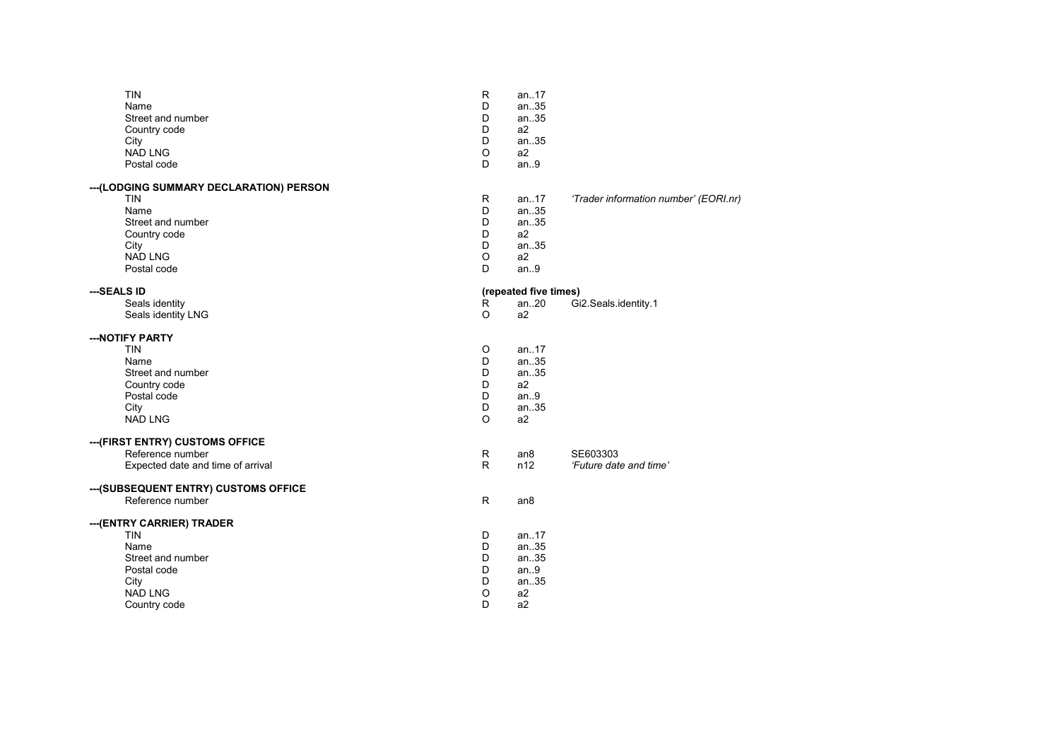| | | | |
|---|---|---|---|
| TIN | R | an..17 | |
| Name | D | an..35 | |
| Street and number | D | an..35 | |
| Country code | D | a2 | |
| City | D | an..35 | |
| NAD LNG | O | a2 | |
| Postal code | D | an..9 | |
| **---(LODGING SUMMARY DECLARATION) PERSON** | | | |
| TIN | R | an..17 | *'Trader information number' (EORI.nr)* |
| Name | D | an..35 | |
| Street and number | D | an..35 | |
| Country code | D | a2 | |
| City | D | an..35 | |
| NAD LNG | O | a2 | |
| Postal code | D | an..9 | |
| **---SEALS ID** | **(repeated five times)** | | |
| Seals identity | R | an..20 | Gi2.Seals.identity.1 |
| Seals identity LNG | O | a2 | |
| **---NOTIFY PARTY** | | | |
| TIN | O | an..17 | |
| Name | D | an..35 | |
| Street and number | D | an..35 | |
| Country code | D | a2 | |
| Postal code | D | an..9 | |
| City | D | an..35 | |
| NAD LNG | O | a2 | |
| **---(FIRST ENTRY) CUSTOMS OFFICE** | | | |
| Reference number | R | an8 | SE603303 |
| Expected date and time of arrival | R | n12 | *'Future date and time'* |
| **---(SUBSEQUENT ENTRY) CUSTOMS OFFICE** | | | |
| Reference number | R | an8 | |
| **---(ENTRY CARRIER) TRADER** | | | |
| TIN | D | an..17 | |
| Name | D | an..35 | |
| Street and number | D | an..35 | |
| Postal code | D | an..9 | |
| City | D | an..35 | |
| NAD LNG | O | a2 | |
| Country code | D | a2 | |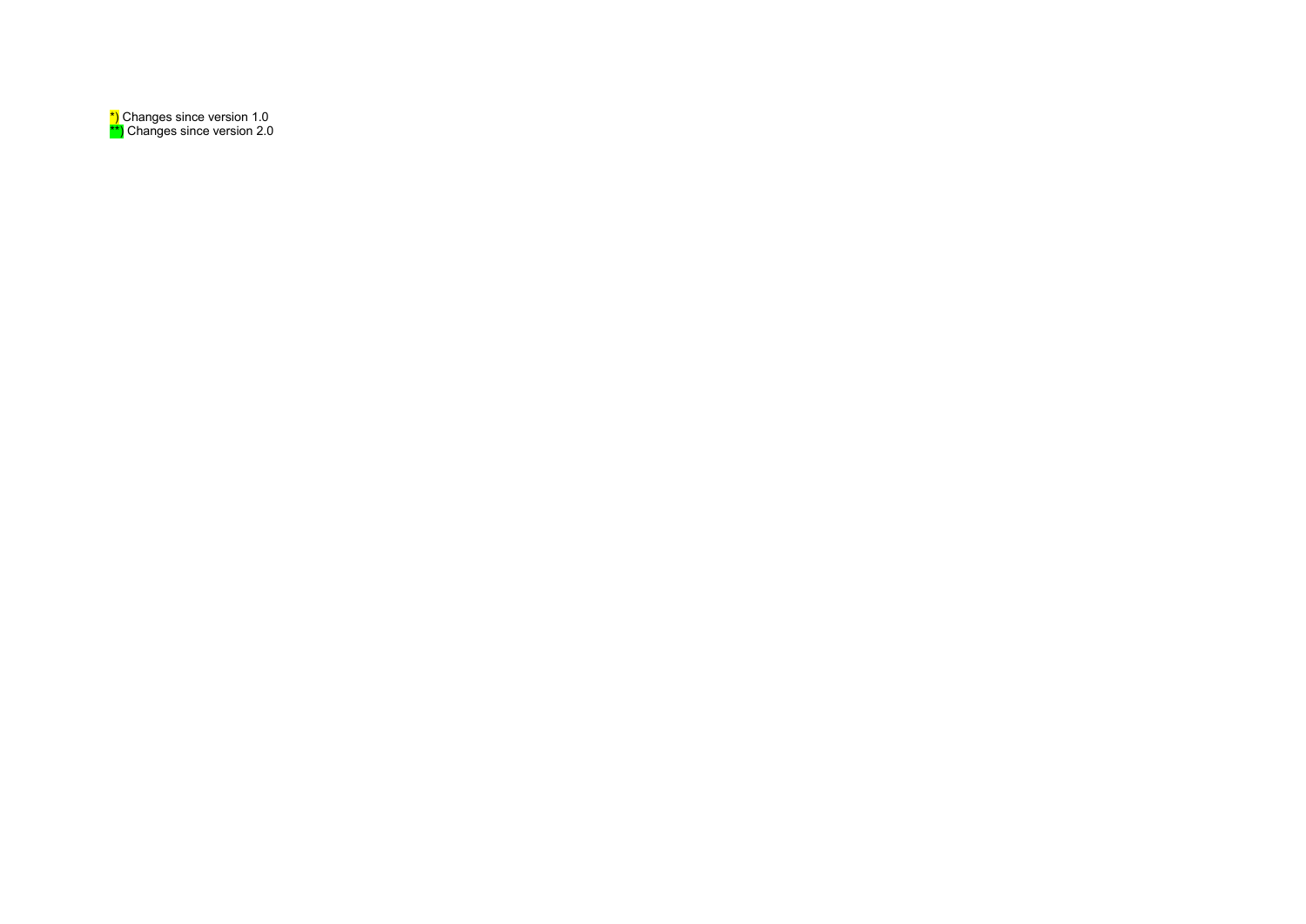*) Changes since version 1.0
**) Changes since version 2.0